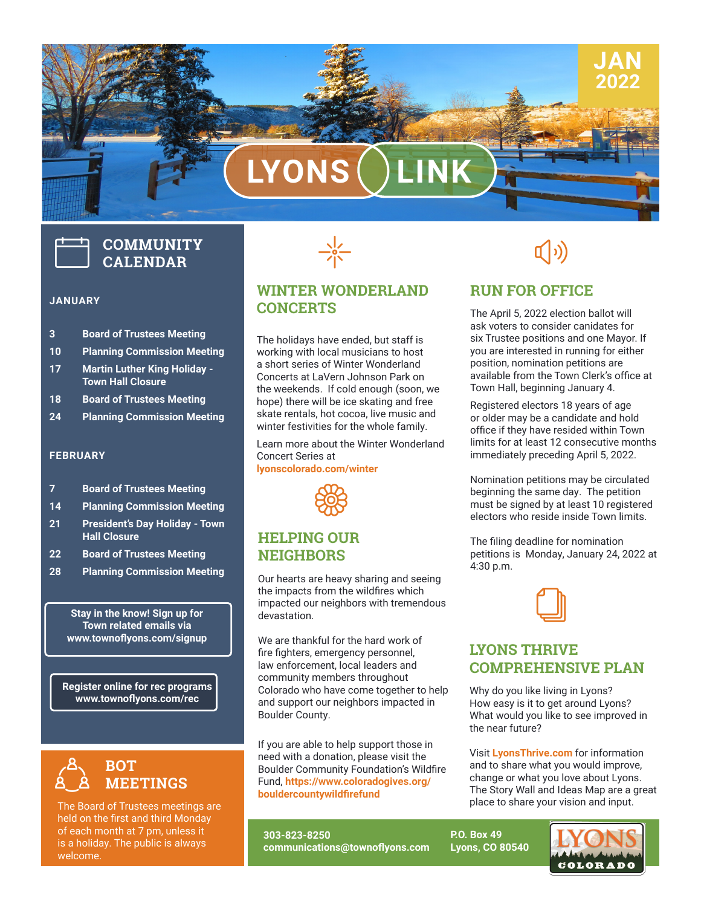# LYONS LINK

JAN 2022

## COMMUNITY CALENDAR

### JANUARY

| | |
|---|---|
| **3** | **Board of Trustees Meeting** |
| **10** | **Planning Commission Meeting** |
| **17** | **Martin Luther King Holiday - Town Hall Closure** |
| **18** | **Board of Trustees Meeting** |
| **24** | **Planning Commission Meeting** |

### FEBRUARY

| | |
|---|---|
| **7** | **Board of Trustees Meeting** |
| **14** | **Planning Commission Meeting** |
| **21** | **President's Day Holiday - Town Hall Closure** |
| **22** | **Board of Trustees Meeting** |
| **28** | **Planning Commission Meeting** |

**Stay in the know! Sign up for Town related emails via www.townoflyons.com/signup**

**Register online for rec programs www.townoflyons.com/rec**

## BOT MEETINGS

The Board of Trustees meetings are held on the first and third Monday of each month at 7 pm, unless it is a holiday. The public is always welcome.

## WINTER WONDERLAND CONCERTS

The holidays have ended, but staff is working with local musicians to host a short series of Winter Wonderland Concerts at LaVern Johnson Park on the weekends. If cold enough (soon, we hope) there will be ice skating and free skate rentals, hot cocoa, live music and winter festivities for the whole family.

Learn more about the Winter Wonderland Concert Series at **lyonscolorado.com/winter**

## HELPING OUR NEIGHBORS

Our hearts are heavy sharing and seeing the impacts from the wildfires which impacted our neighbors with tremendous devastation.

We are thankful for the hard work of fire fighters, emergency personnel, law enforcement, local leaders and community members throughout Colorado who have come together to help and support our neighbors impacted in Boulder County.

If you are able to help support those in need with a donation, please visit the Boulder Community Foundation's Wildfire Fund, **https://www.coloradogives.org/bouldercountywildfirefund**

## RUN FOR OFFICE

The April 5, 2022 election ballot will ask voters to consider canidates for six Trustee positions and one Mayor. If you are interested in running for either position, nomination petitions are available from the Town Clerk's office at Town Hall, beginning January 4.

Registered electors 18 years of age or older may be a candidate and hold office if they have resided within Town limits for at least 12 consecutive months immediately preceding April 5, 2022.

Nomination petitions may be circulated beginning the same day. The petition must be signed by at least 10 registered electors who reside inside Town limits.

The filing deadline for nomination petitions is Monday, January 24, 2022 at 4:30 p.m.

## LYONS THRIVE COMPREHENSIVE PLAN

Why do you like living in Lyons?
How easy is it to get around Lyons?
What would you like to see improved in the near future?

Visit **LyonsThrive.com** for information and to share what you would improve, change or what you love about Lyons. The Story Wall and Ideas Map are a great place to share your vision and input.

**303-823-8250**
**communications@townoflyons.com**

**P.O. Box 49**
**Lyons, CO 80540**

LYONS COLORADO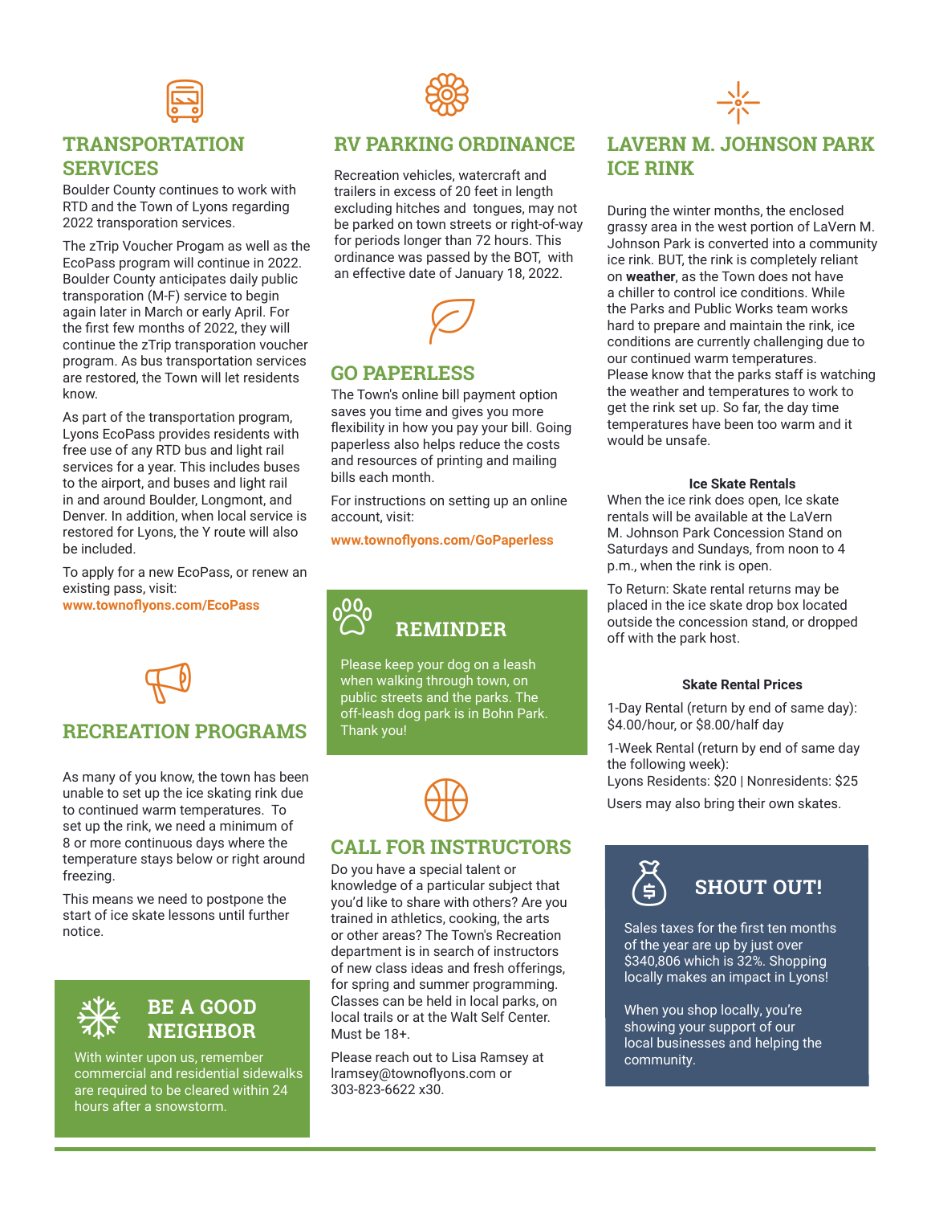## TRANSPORTATION SERVICES

Boulder County continues to work with RTD and the Town of Lyons regarding 2022 transporation services.

The zTrip Voucher Progam as well as the EcoPass program will continue in 2022. Boulder County anticipates daily public transporation (M-F) service to begin again later in March or early April. For the first few months of 2022, they will continue the zTrip transportation voucher program. As bus transportation services are restored, the Town will let residents know.

As part of the transportation program, Lyons EcoPass provides residents with free use of any RTD bus and light rail services for a year. This includes buses to the airport, and buses and light rail in and around Boulder, Longmont, and Denver. In addition, when local service is restored for Lyons, the Y route will also be included.

To apply for a new EcoPass, or renew an existing pass, visit:
**www.townoflyons.com/EcoPass**

## RECREATION PROGRAMS

As many of you know, the town has been unable to set up the ice skating rink due to continued warm temperatures. To set up the rink, we need a minimum of 8 or more continuous days where the temperature stays below or right around freezing.

This means we need to postpone the start of ice skate lessons until further notice.

## BE A GOOD NEIGHBOR

With winter upon us, remember commercial and residential sidewalks are required to be cleared within 24 hours after a snowstorm.

## RV PARKING ORDINANCE

Recreation vehicles, watercraft and trailers in excess of 20 feet in length excluding hitches and tongues, may not be parked on town streets or right-of-way for periods longer than 72 hours. This ordinance was passed by the BOT, with an effective date of January 18, 2022.

## GO PAPERLESS

The Town's online bill payment option saves you time and gives you more flexibility in how you pay your bill. Going paperless also helps reduce the costs and resources of printing and mailing bills each month.

For instructions on setting up an online account, visit:

**www.townoflyons.com/GoPaperless**

## REMINDER

Please keep your dog on a leash when walking through town, on public streets and the parks. The off-leash dog park is in Bohn Park. Thank you!

## CALL FOR INSTRUCTORS

Do you have a special talent or knowledge of a particular subject that you'd like to share with others? Are you trained in athletics, cooking, the arts or other areas? The Town's Recreation department is in search of instructors of new class ideas and fresh offerings, for spring and summer programming. Classes can be held in local parks, on local trails or at the Walt Self Center. Must be 18+.

Please reach out to Lisa Ramsey at lramsey@townoflyons.com or 303-823-6622 x30.

## LAVERN M. JOHNSON PARK ICE RINK

During the winter months, the enclosed grassy area in the west portion of LaVern M. Johnson Park is converted into a community ice rink. BUT, the rink is completely reliant on **weather**, as the Town does not have a chiller to control ice conditions. While the Parks and Public Works team works hard to prepare and maintain the rink, ice conditions are currently challenging due to our continued warm temperatures. Please know that the parks staff is watching the weather and temperatures to work to get the rink set up. So far, the day time temperatures have been too warm and it would be unsafe.

**Ice Skate Rentals**

When the ice rink does open, Ice skate rentals will be available at the LaVern M. Johnson Park Concession Stand on Saturdays and Sundays, from noon to 4 p.m., when the rink is open.

To Return: Skate rental returns may be placed in the ice skate drop box located outside the concession stand, or dropped off with the park host.

**Skate Rental Prices**

1-Day Rental (return by end of same day): $4.00/hour, or $8.00/half day

1-Week Rental (return by end of same day the following week):
Lyons Residents: $20 | Nonresidents: $25

Users may also bring their own skates.

## SHOUT OUT!

Sales taxes for the first ten months of the year are up by just over $340,806 which is 32%. Shopping locally makes an impact in Lyons!

When you shop locally, you're showing your support of our local businesses and helping the community.